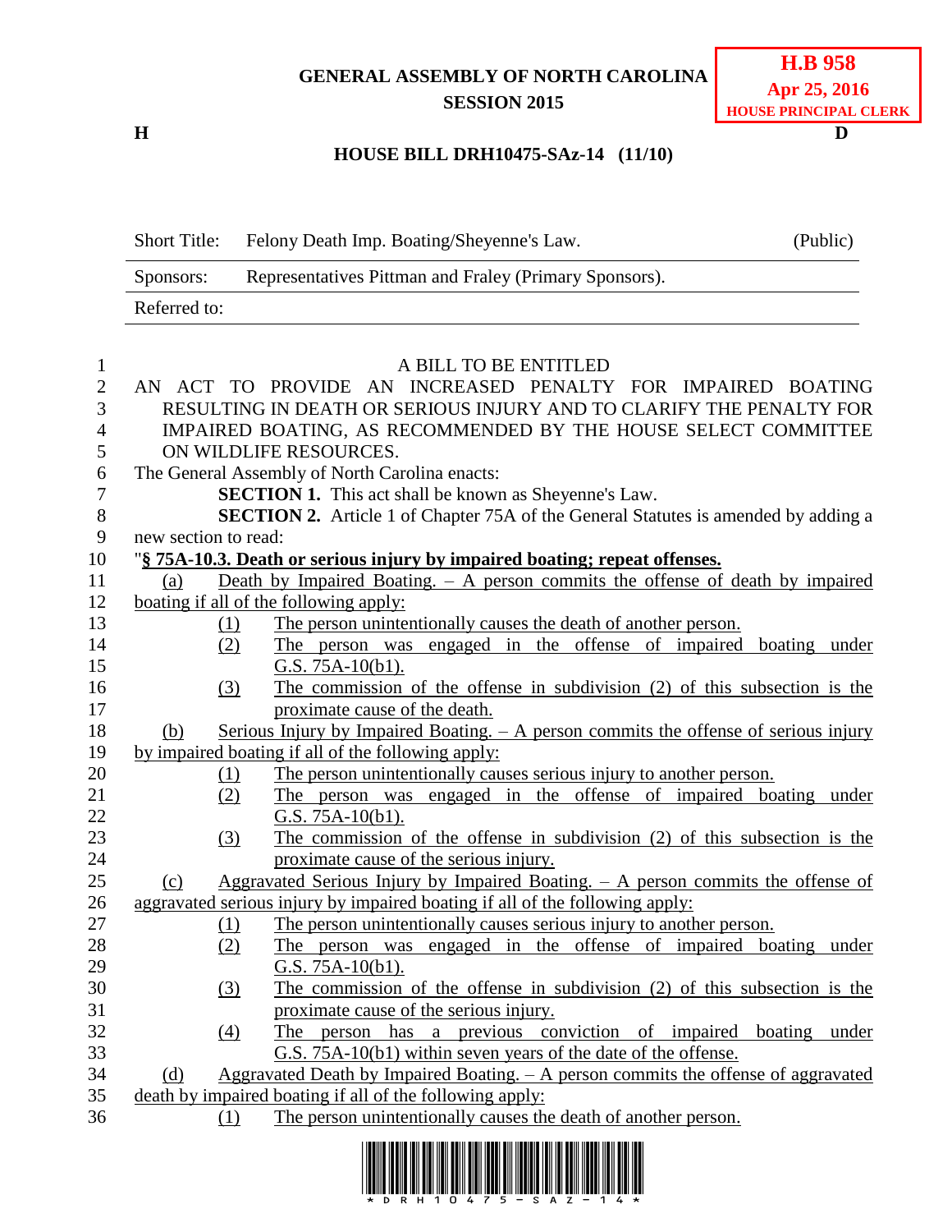GENERAL ASSEMBLY OF NORTH CAROLINA
SESSION 2015

**H.B 958**
**Apr 25, 2016**
**HOUSE PRINCIPAL CLERK**

H D

**HOUSE BILL DRH10475-SAz-14 (11/10)**

| Short Title: | Felony Death Imp. Boating/Sheyenne's Law. | (Public) |
|---|---|---|
| Sponsors: | Representatives Pittman and Fraley (Primary Sponsors). | |
| Referred to: | | |

A BILL TO BE ENTITLED

AN ACT TO PROVIDE AN INCREASED PENALTY FOR IMPAIRED BOATING RESULTING IN DEATH OR SERIOUS INJURY AND TO CLARIFY THE PENALTY FOR IMPAIRED BOATING, AS RECOMMENDED BY THE HOUSE SELECT COMMITTEE ON WILDLIFE RESOURCES.

The General Assembly of North Carolina enacts:

**SECTION 1.** This act shall be known as Sheyenne's Law.

**SECTION 2.** Article 1 of Chapter 75A of the General Statutes is amended by adding a new section to read:

"**§ 75A-10.3. Death or serious injury by impaired boating; repeat offenses.**

(a) Death by Impaired Boating. – A person commits the offense of death by impaired boating if all of the following apply:

(1) The person unintentionally causes the death of another person.

(2) The person was engaged in the offense of impaired boating under G.S. 75A-10(b1).

(3) The commission of the offense in subdivision (2) of this subsection is the proximate cause of the death.

(b) Serious Injury by Impaired Boating. – A person commits the offense of serious injury by impaired boating if all of the following apply:

(1) The person unintentionally causes serious injury to another person.

(2) The person was engaged in the offense of impaired boating under G.S. 75A-10(b1).

(3) The commission of the offense in subdivision (2) of this subsection is the proximate cause of the serious injury.

(c) Aggravated Serious Injury by Impaired Boating. – A person commits the offense of aggravated serious injury by impaired boating if all of the following apply:

(1) The person unintentionally causes serious injury to another person.

(2) The person was engaged in the offense of impaired boating under G.S. 75A-10(b1).

(3) The commission of the offense in subdivision (2) of this subsection is the proximate cause of the serious injury.

(4) The person has a previous conviction of impaired boating under G.S. 75A-10(b1) within seven years of the date of the offense.

(d) Aggravated Death by Impaired Boating. – A person commits the offense of aggravated death by impaired boating if all of the following apply:

(1) The person unintentionally causes the death of another person.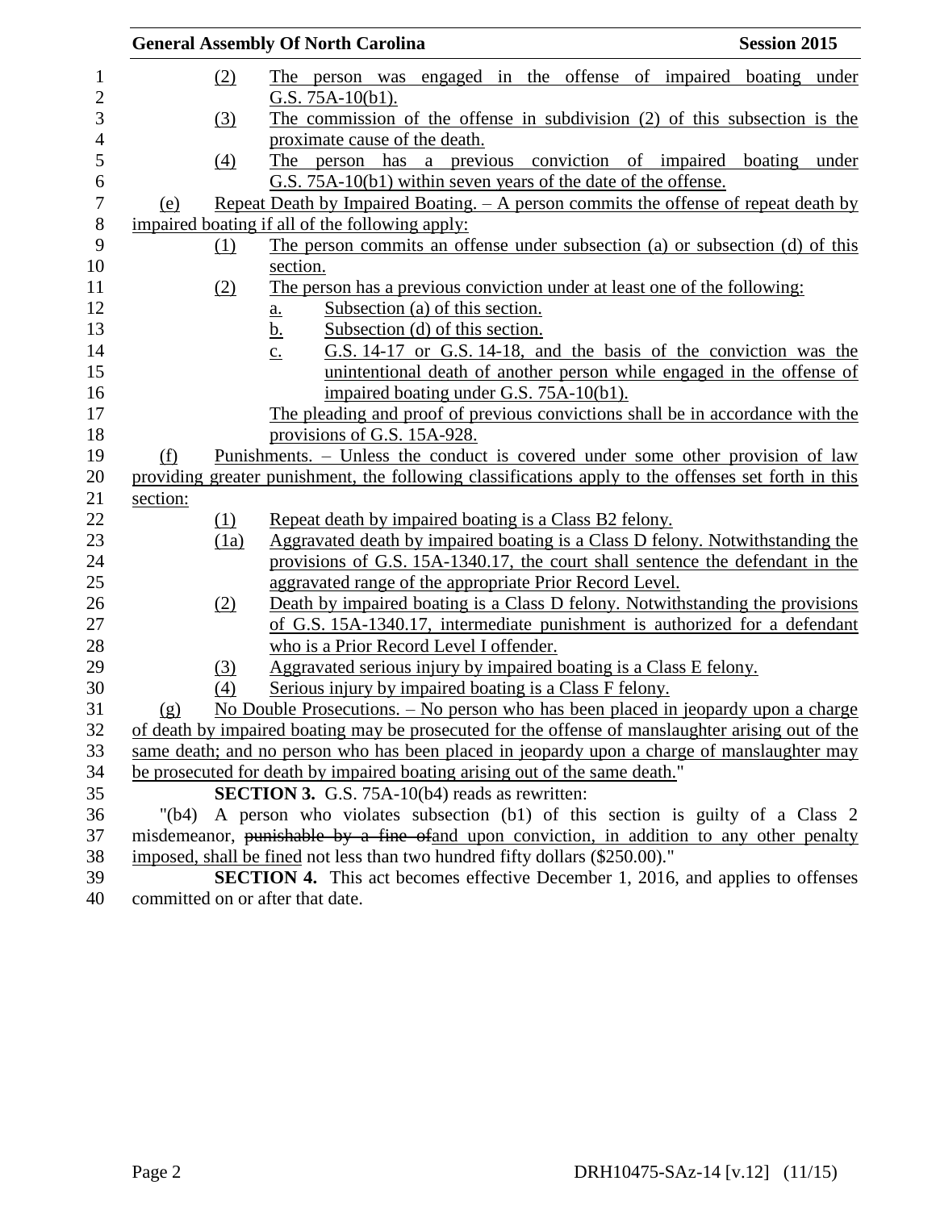(2) The person was engaged in the offense of impaired boating under G.S. 75A-10(b1).

(3) The commission of the offense in subdivision (2) of this subsection is the proximate cause of the death.

(4) The person has a previous conviction of impaired boating under G.S. 75A-10(b1) within seven years of the date of the offense.

(e) Repeat Death by Impaired Boating. – A person commits the offense of repeat death by impaired boating if all of the following apply:

(1) The person commits an offense under subsection (a) or subsection (d) of this section.

(2) The person has a previous conviction under at least one of the following:

a. Subsection (a) of this section.

b. Subsection (d) of this section.

c. G.S. 14-17 or G.S. 14-18, and the basis of the conviction was the unintentional death of another person while engaged in the offense of impaired boating under G.S. 75A-10(b1).

The pleading and proof of previous convictions shall be in accordance with the provisions of G.S. 15A-928.

(f) Punishments. – Unless the conduct is covered under some other provision of law providing greater punishment, the following classifications apply to the offenses set forth in this section:

(1) Repeat death by impaired boating is a Class B2 felony.

(1a) Aggravated death by impaired boating is a Class D felony. Notwithstanding the provisions of G.S. 15A-1340.17, the court shall sentence the defendant in the aggravated range of the appropriate Prior Record Level.

(2) Death by impaired boating is a Class D felony. Notwithstanding the provisions of G.S. 15A-1340.17, intermediate punishment is authorized for a defendant who is a Prior Record Level I offender.

(3) Aggravated serious injury by impaired boating is a Class E felony.

(4) Serious injury by impaired boating is a Class F felony.

(g) No Double Prosecutions. – No person who has been placed in jeopardy upon a charge of death by impaired boating may be prosecuted for the offense of manslaughter arising out of the same death; and no person who has been placed in jeopardy upon a charge of manslaughter may be prosecuted for death by impaired boating arising out of the same death."

**SECTION 3.** G.S. 75A-10(b4) reads as rewritten:

"(b4) A person who violates subsection (b1) of this section is guilty of a Class 2 misdemeanor, ~~punishable by a fine of~~and upon conviction, in addition to any other penalty imposed, shall be fined not less than two hundred fifty dollars ($250.00)."

**SECTION 4.** This act becomes effective December 1, 2016, and applies to offenses committed on or after that date.